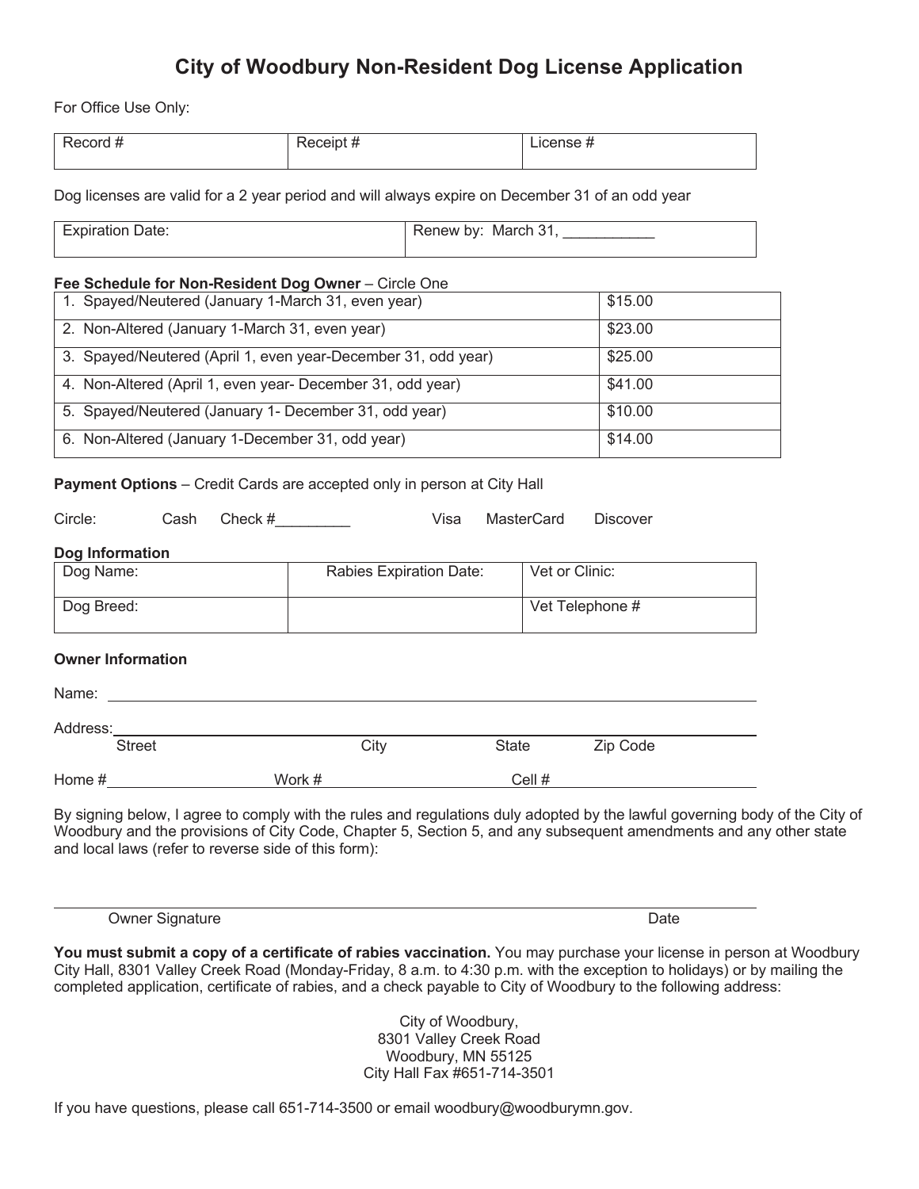# City of Woodbury Non-Resident Dog License Application

For Office Use Only:

| Record # | Receipt # | License # |
|---|---|---|
| | | |

Dog licenses are valid for a 2 year period and will always expire on December 31 of an odd year

| Expiration Date: | Renew by: March 31, ___________ |
|---|---|

**Fee Schedule for Non-Resident Dog Owner** – Circle One

| | |
|---|---|
| 1. Spayed/Neutered (January 1-March 31, even year) | $15.00 |
| 2. Non-Altered (January 1-March 31, even year) | $23.00 |
| 3. Spayed/Neutered (April 1, even year-December 31, odd year) | $25.00 |
| 4. Non-Altered (April 1, even year- December 31, odd year) | $41.00 |
| 5. Spayed/Neutered (January 1- December 31, odd year) | $10.00 |
| 6. Non-Altered (January 1-December 31, odd year) | $14.00 |

**Payment Options** – Credit Cards are accepted only in person at City Hall

Circle: Cash Check #_________ Visa MasterCard Discover

**Dog Information**

| Dog Name: | Rabies Expiration Date: | Vet or Clinic: |
|---|---|---|
| Dog Breed: | | Vet Telephone # |

**Owner Information**

Name: ______________________________________________

Address: ______________________________________________
Street City State Zip Code

Home # ______________ Work # ______________ Cell # ______________

By signing below, I agree to comply with the rules and regulations duly adopted by the lawful governing body of the City of Woodbury and the provisions of City Code, Chapter 5, Section 5, and any subsequent amendments and any other state and local laws (refer to reverse side of this form):

______________________________________________
Owner Signature Date

**You must submit a copy of a certificate of rabies vaccination.** You may purchase your license in person at Woodbury City Hall, 8301 Valley Creek Road (Monday-Friday, 8 a.m. to 4:30 p.m. with the exception to holidays) or by mailing the completed application, certificate of rabies, and a check payable to City of Woodbury to the following address:

City of Woodbury,
8301 Valley Creek Road
Woodbury, MN 55125
City Hall Fax #651-714-3501

If you have questions, please call 651-714-3500 or email woodbury@woodburymn.gov.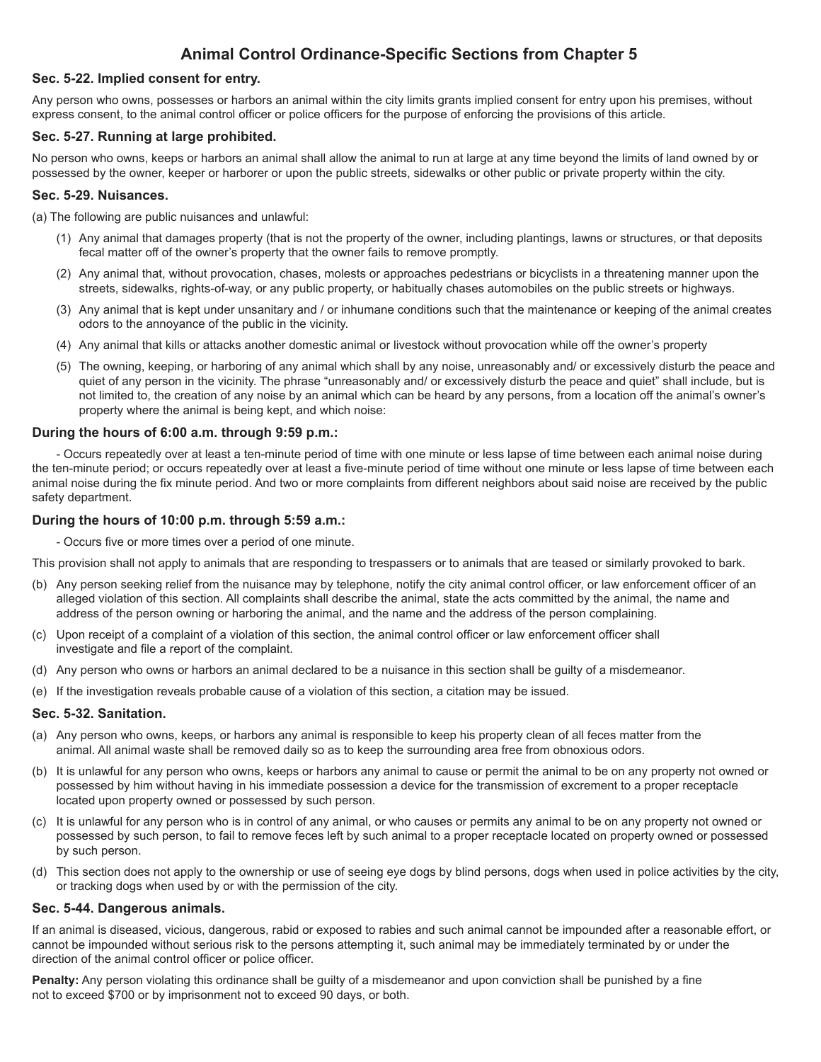# Animal Control Ordinance-Specific Sections from Chapter 5

### Sec. 5-22. Implied consent for entry.

Any person who owns, possesses or harbors an animal within the city limits grants implied consent for entry upon his premises, without express consent, to the animal control officer or police officers for the purpose of enforcing the provisions of this article.

### Sec. 5-27. Running at large prohibited.

No person who owns, keeps or harbors an animal shall allow the animal to run at large at any time beyond the limits of land owned by or possessed by the owner, keeper or harborer or upon the public streets, sidewalks or other public or private property within the city.

### Sec. 5-29. Nuisances.

(a) The following are public nuisances and unlawful:

(1) Any animal that damages property (that is not the property of the owner, including plantings, lawns or structures, or that deposits fecal matter off of the owner's property that the owner fails to remove promptly.

(2) Any animal that, without provocation, chases, molests or approaches pedestrians or bicyclists in a threatening manner upon the streets, sidewalks, rights-of-way, or any public property, or habitually chases automobiles on the public streets or highways.

(3) Any animal that is kept under unsanitary and / or inhumane conditions such that the maintenance or keeping of the animal creates odors to the annoyance of the public in the vicinity.

(4) Any animal that kills or attacks another domestic animal or livestock without provocation while off the owner's property

(5) The owning, keeping, or harboring of any animal which shall by any noise, unreasonably and/ or excessively disturb the peace and quiet of any person in the vicinity. The phrase "unreasonably and/ or excessively disturb the peace and quiet" shall include, but is not limited to, the creation of any noise by an animal which can be heard by any persons, from a location off the animal's owner's property where the animal is being kept, and which noise:

#### During the hours of 6:00 a.m. through 9:59 p.m.:

- Occurs repeatedly over at least a ten-minute period of time with one minute or less lapse of time between each animal noise during the ten-minute period; or occurs repeatedly over at least a five-minute period of time without one minute or less lapse of time between each animal noise during the fix minute period. And two or more complaints from different neighbors about said noise are received by the public safety department.

#### During the hours of 10:00 p.m. through 5:59 a.m.:

- Occurs five or more times over a period of one minute.

This provision shall not apply to animals that are responding to trespassers or to animals that are teased or similarly provoked to bark.

(b) Any person seeking relief from the nuisance may by telephone, notify the city animal control officer, or law enforcement officer of an alleged violation of this section. All complaints shall describe the animal, state the acts committed by the animal, the name and address of the person owning or harboring the animal, and the name and the address of the person complaining.

(c) Upon receipt of a complaint of a violation of this section, the animal control officer or law enforcement officer shall investigate and file a report of the complaint.

(d) Any person who owns or harbors an animal declared to be a nuisance in this section shall be guilty of a misdemeanor.

(e) If the investigation reveals probable cause of a violation of this section, a citation may be issued.

### Sec. 5-32. Sanitation.

(a) Any person who owns, keeps, or harbors any animal is responsible to keep his property clean of all feces matter from the animal. All animal waste shall be removed daily so as to keep the surrounding area free from obnoxious odors.

(b) It is unlawful for any person who owns, keeps or harbors any animal to cause or permit the animal to be on any property not owned or possessed by him without having in his immediate possession a device for the transmission of excrement to a proper receptacle located upon property owned or possessed by such person.

(c) It is unlawful for any person who is in control of any animal, or who causes or permits any animal to be on any property not owned or possessed by such person, to fail to remove feces left by such animal to a proper receptacle located on property owned or possessed by such person.

(d) This section does not apply to the ownership or use of seeing eye dogs by blind persons, dogs when used in police activities by the city, or tracking dogs when used by or with the permission of the city.

### Sec. 5-44. Dangerous animals.

If an animal is diseased, vicious, dangerous, rabid or exposed to rabies and such animal cannot be impounded after a reasonable effort, or cannot be impounded without serious risk to the persons attempting it, such animal may be immediately terminated by or under the direction of the animal control officer or police officer.

**Penalty:** Any person violating this ordinance shall be guilty of a misdemeanor and upon conviction shall be punished by a fine not to exceed $700 or by imprisonment not to exceed 90 days, or both.